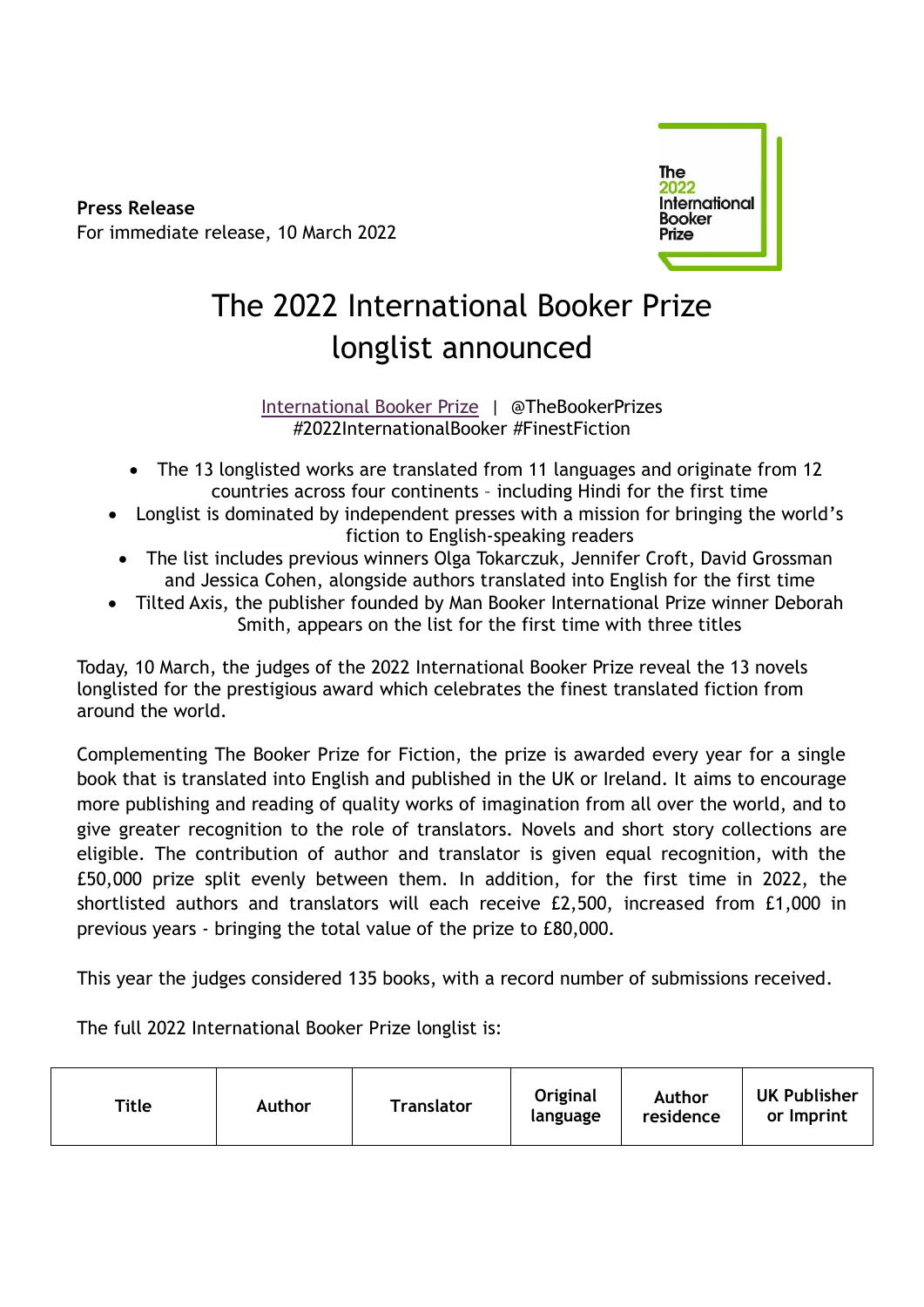The 2022 International Booker Prize

**Press Release**
For immediate release, 10 March 2022

# The 2022 International Booker Prize longlist announced

International Booker Prize | @TheBookerPrizes
#2022InternationalBooker #FinestFiction

- The 13 longlisted works are translated from 11 languages and originate from 12 countries across four continents – including Hindi for the first time
- Longlist is dominated by independent presses with a mission for bringing the world's fiction to English-speaking readers
- The list includes previous winners Olga Tokarczuk, Jennifer Croft, David Grossman and Jessica Cohen, alongside authors translated into English for the first time
- Tilted Axis, the publisher founded by Man Booker International Prize winner Deborah Smith, appears on the list for the first time with three titles

Today, 10 March, the judges of the 2022 International Booker Prize reveal the 13 novels longlisted for the prestigious award which celebrates the finest translated fiction from around the world.

Complementing The Booker Prize for Fiction, the prize is awarded every year for a single book that is translated into English and published in the UK or Ireland. It aims to encourage more publishing and reading of quality works of imagination from all over the world, and to give greater recognition to the role of translators. Novels and short story collections are eligible. The contribution of author and translator is given equal recognition, with the £50,000 prize split evenly between them. In addition, for the first time in 2022, the shortlisted authors and translators will each receive £2,500, increased from £1,000 in previous years - bringing the total value of the prize to £80,000.

This year the judges considered 135 books, with a record number of submissions received.

The full 2022 International Booker Prize longlist is:

| Title | Author | Translator | Original language | Author residence | UK Publisher or Imprint |
|---|---|---|---|---|---|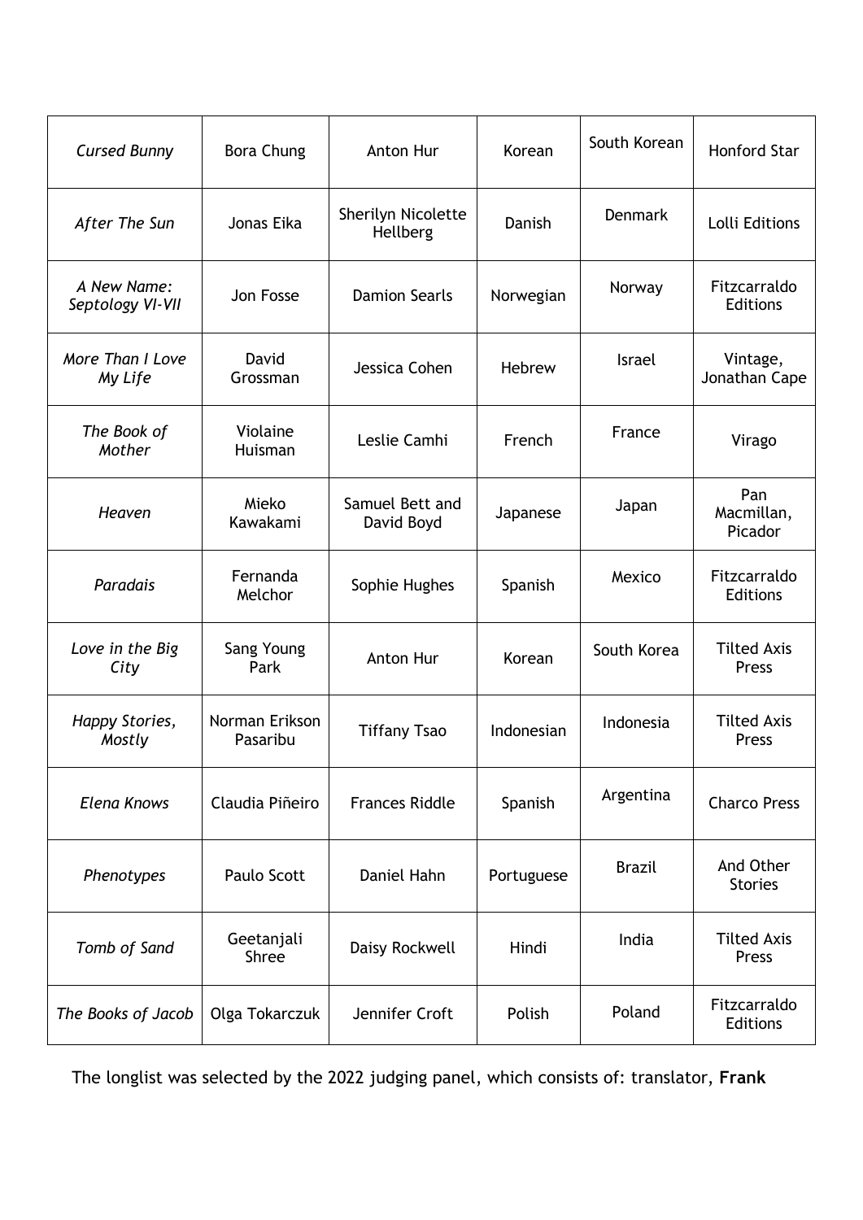| *Cursed Bunny* | Bora Chung | Anton Hur | Korean | South Korean | Honford Star |
|---|---|---|---|---|---|
| *After The Sun* | Jonas Eika | Sherilyn Nicolette Hellberg | Danish | Denmark | Lolli Editions |
| *A New Name: Septology VI-VII* | Jon Fosse | Damion Searls | Norwegian | Norway | Fitzcarraldo Editions |
| *More Than I Love My Life* | David Grossman | Jessica Cohen | Hebrew | Israel | Vintage, Jonathan Cape |
| *The Book of Mother* | Violaine Huisman | Leslie Camhi | French | France | Virago |
| *Heaven* | Mieko Kawakami | Samuel Bett and David Boyd | Japanese | Japan | Pan Macmillan, Picador |
| *Paradais* | Fernanda Melchor | Sophie Hughes | Spanish | Mexico | Fitzcarraldo Editions |
| *Love in the Big City* | Sang Young Park | Anton Hur | Korean | South Korea | Tilted Axis Press |
| *Happy Stories, Mostly* | Norman Erikson Pasaribu | Tiffany Tsao | Indonesian | Indonesia | Tilted Axis Press |
| *Elena Knows* | Claudia Piñeiro | Frances Riddle | Spanish | Argentina | Charco Press |
| *Phenotypes* | Paulo Scott | Daniel Hahn | Portuguese | Brazil | And Other Stories |
| *Tomb of Sand* | Geetanjali Shree | Daisy Rockwell | Hindi | India | Tilted Axis Press |
| *The Books of Jacob* | Olga Tokarczuk | Jennifer Croft | Polish | Poland | Fitzcarraldo Editions |

The longlist was selected by the 2022 judging panel, which consists of: translator, **Frank**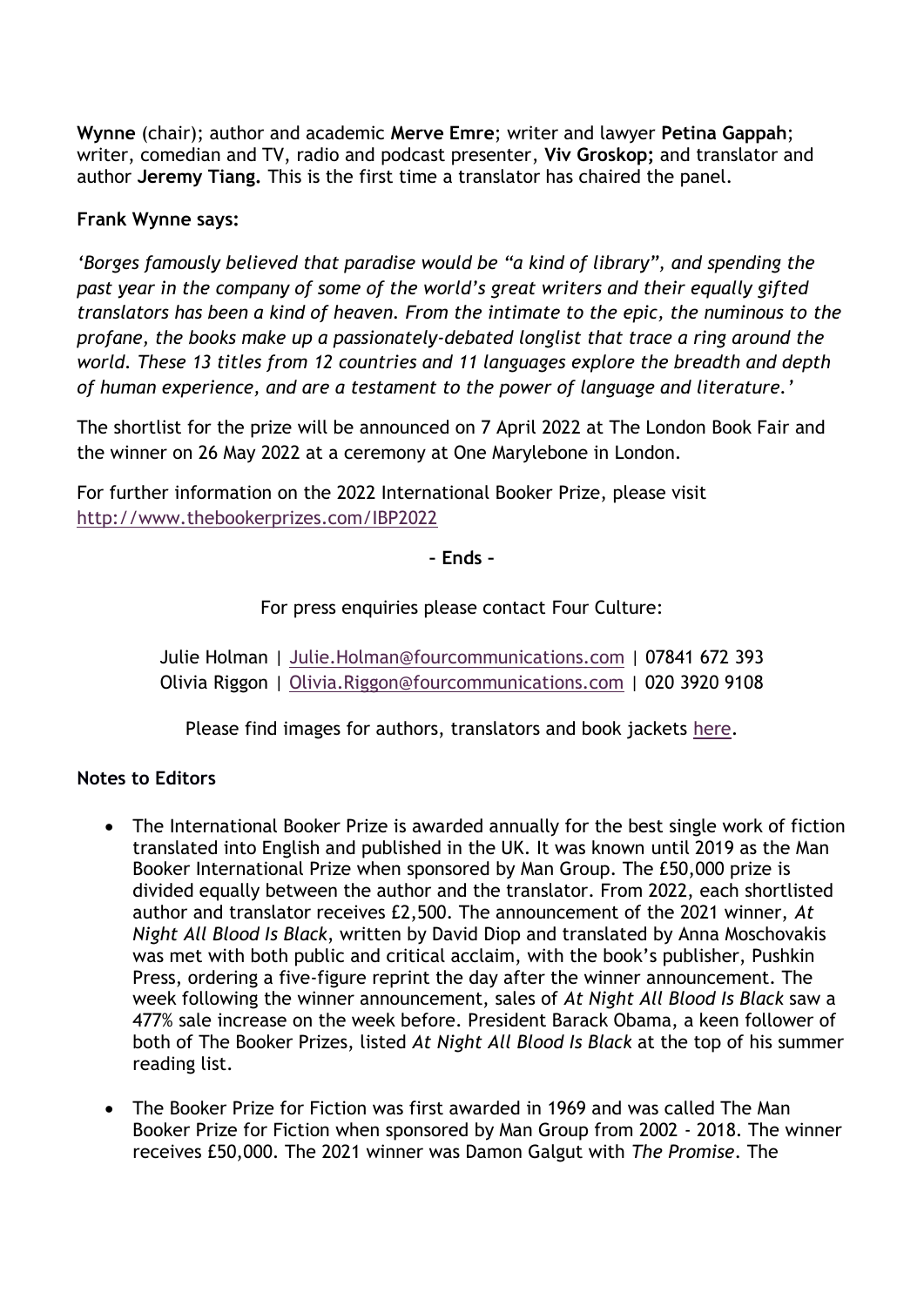**Wynne** (chair); author and academic **Merve Emre**; writer and lawyer **Petina Gappah**; writer, comedian and TV, radio and podcast presenter, **Viv Groskop;** and translator and author **Jeremy Tiang.** This is the first time a translator has chaired the panel.

**Frank Wynne says:**

*'Borges famously believed that paradise would be "a kind of library", and spending the past year in the company of some of the world's great writers and their equally gifted translators has been a kind of heaven. From the intimate to the epic, the numinous to the profane, the books make up a passionately-debated longlist that trace a ring around the world. These 13 titles from 12 countries and 11 languages explore the breadth and depth of human experience, and are a testament to the power of language and literature.'*

The shortlist for the prize will be announced on 7 April 2022 at The London Book Fair and the winner on 26 May 2022 at a ceremony at One Marylebone in London.

For further information on the 2022 International Booker Prize, please visit http://www.thebookerprizes.com/IBP2022

**– Ends –**

For press enquiries please contact Four Culture:

Julie Holman | Julie.Holman@fourcommunications.com | 07841 672 393
Olivia Riggon | Olivia.Riggon@fourcommunications.com | 020 3920 9108

Please find images for authors, translators and book jackets here.

**Notes to Editors**

- The International Booker Prize is awarded annually for the best single work of fiction translated into English and published in the UK. It was known until 2019 as the Man Booker International Prize when sponsored by Man Group. The £50,000 prize is divided equally between the author and the translator. From 2022, each shortlisted author and translator receives £2,500. The announcement of the 2021 winner, *At Night All Blood Is Black*, written by David Diop and translated by Anna Moschovakis was met with both public and critical acclaim, with the book's publisher, Pushkin Press, ordering a five-figure reprint the day after the winner announcement. The week following the winner announcement, sales of *At Night All Blood Is Black* saw a 477% sale increase on the week before. President Barack Obama, a keen follower of both of The Booker Prizes, listed *At Night All Blood Is Black* at the top of his summer reading list.
- The Booker Prize for Fiction was first awarded in 1969 and was called The Man Booker Prize for Fiction when sponsored by Man Group from 2002 - 2018. The winner receives £50,000. The 2021 winner was Damon Galgut with *The Promise*. The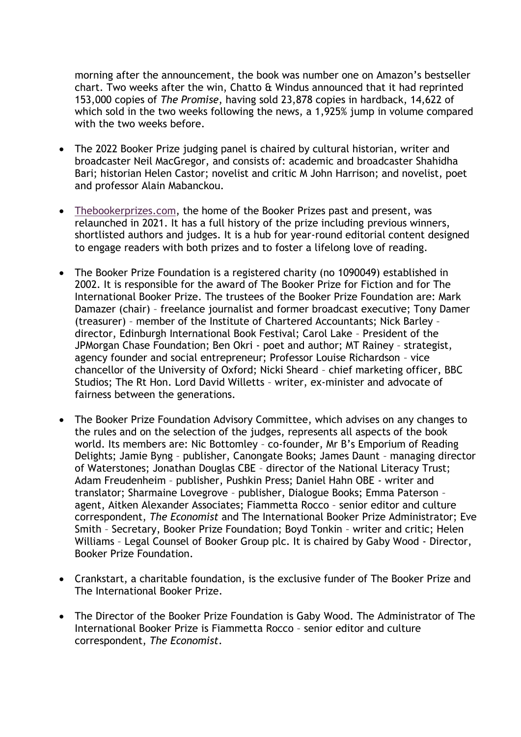morning after the announcement, the book was number one on Amazon's bestseller chart. Two weeks after the win, Chatto & Windus announced that it had reprinted 153,000 copies of *The Promise*, having sold 23,878 copies in hardback, 14,622 of which sold in the two weeks following the news, a 1,925% jump in volume compared with the two weeks before.

- The 2022 Booker Prize judging panel is chaired by cultural historian, writer and broadcaster Neil MacGregor, and consists of: academic and broadcaster Shahidha Bari; historian Helen Castor; novelist and critic M John Harrison; and novelist, poet and professor Alain Mabanckou.

- Thebookerprizes.com, the home of the Booker Prizes past and present, was relaunched in 2021. It has a full history of the prize including previous winners, shortlisted authors and judges. It is a hub for year-round editorial content designed to engage readers with both prizes and to foster a lifelong love of reading.

- The Booker Prize Foundation is a registered charity (no 1090049) established in 2002. It is responsible for the award of The Booker Prize for Fiction and for The International Booker Prize. The trustees of the Booker Prize Foundation are: Mark Damazer (chair) – freelance journalist and former broadcast executive; Tony Damer (treasurer) – member of the Institute of Chartered Accountants; Nick Barley – director, Edinburgh International Book Festival; Carol Lake – President of the JPMorgan Chase Foundation; Ben Okri - poet and author; MT Rainey – strategist, agency founder and social entrepreneur; Professor Louise Richardson – vice chancellor of the University of Oxford; Nicki Sheard – chief marketing officer, BBC Studios; The Rt Hon. Lord David Willetts – writer, ex-minister and advocate of fairness between the generations.

- The Booker Prize Foundation Advisory Committee, which advises on any changes to the rules and on the selection of the judges, represents all aspects of the book world. Its members are: Nic Bottomley – co-founder, Mr B's Emporium of Reading Delights; Jamie Byng – publisher, Canongate Books; James Daunt – managing director of Waterstones; Jonathan Douglas CBE – director of the National Literacy Trust; Adam Freudenheim – publisher, Pushkin Press; Daniel Hahn OBE - writer and translator; Sharmaine Lovegrove – publisher, Dialogue Books; Emma Paterson – agent, Aitken Alexander Associates; Fiammetta Rocco – senior editor and culture correspondent, *The Economist* and The International Booker Prize Administrator; Eve Smith – Secretary, Booker Prize Foundation; Boyd Tonkin – writer and critic; Helen Williams – Legal Counsel of Booker Group plc. It is chaired by Gaby Wood - Director, Booker Prize Foundation.

- Crankstart, a charitable foundation, is the exclusive funder of The Booker Prize and The International Booker Prize.

- The Director of the Booker Prize Foundation is Gaby Wood. The Administrator of The International Booker Prize is Fiammetta Rocco – senior editor and culture correspondent, *The Economist*.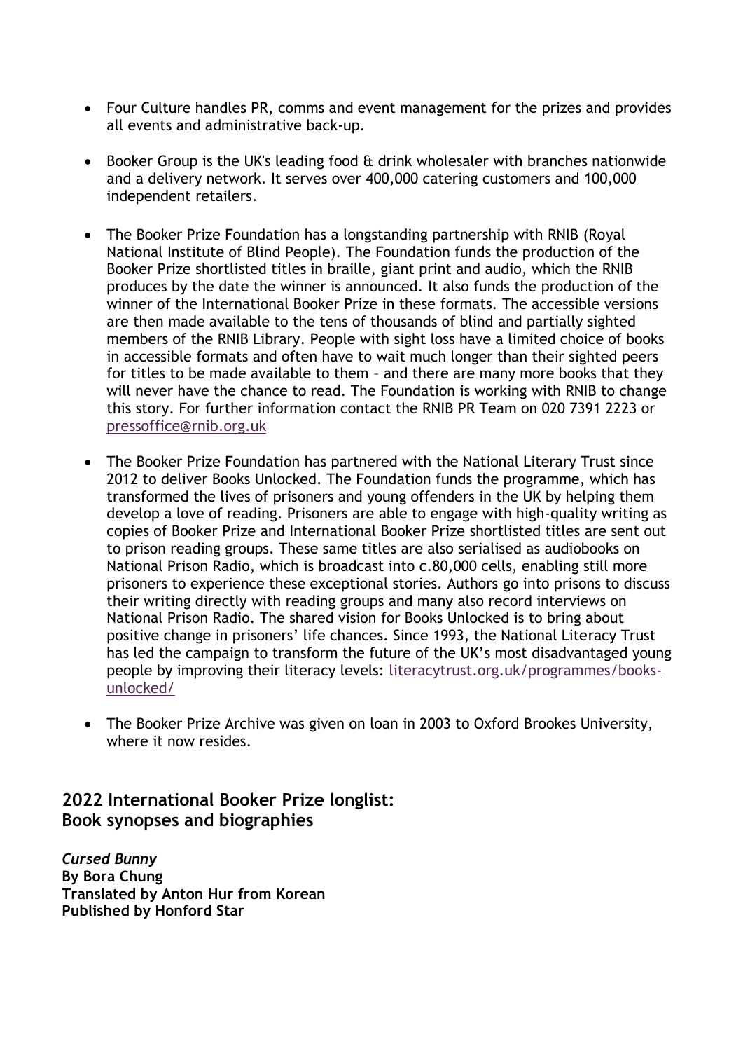- Four Culture handles PR, comms and event management for the prizes and provides all events and administrative back-up.

- Booker Group is the UK's leading food & drink wholesaler with branches nationwide and a delivery network. It serves over 400,000 catering customers and 100,000 independent retailers.

- The Booker Prize Foundation has a longstanding partnership with RNIB (Royal National Institute of Blind People). The Foundation funds the production of the Booker Prize shortlisted titles in braille, giant print and audio, which the RNIB produces by the date the winner is announced. It also funds the production of the winner of the International Booker Prize in these formats. The accessible versions are then made available to the tens of thousands of blind and partially sighted members of the RNIB Library. People with sight loss have a limited choice of books in accessible formats and often have to wait much longer than their sighted peers for titles to be made available to them – and there are many more books that they will never have the chance to read. The Foundation is working with RNIB to change this story. For further information contact the RNIB PR Team on 020 7391 2223 or [pressoffice@rnib.org.uk](mailto:pressoffice@rnib.org.uk)

- The Booker Prize Foundation has partnered with the National Literary Trust since 2012 to deliver Books Unlocked. The Foundation funds the programme, which has transformed the lives of prisoners and young offenders in the UK by helping them develop a love of reading. Prisoners are able to engage with high-quality writing as copies of Booker Prize and International Booker Prize shortlisted titles are sent out to prison reading groups. These same titles are also serialised as audiobooks on National Prison Radio, which is broadcast into c.80,000 cells, enabling still more prisoners to experience these exceptional stories. Authors go into prisons to discuss their writing directly with reading groups and many also record interviews on National Prison Radio. The shared vision for Books Unlocked is to bring about positive change in prisoners' life chances. Since 1993, the National Literacy Trust has led the campaign to transform the future of the UK's most disadvantaged young people by improving their literacy levels: [literacytrust.org.uk/programmes/books-unlocked/](literacytrust.org.uk/programmes/books-unlocked/)

- The Booker Prize Archive was given on loan in 2003 to Oxford Brookes University, where it now resides.

## 2022 International Booker Prize longlist: Book synopses and biographies

***Cursed Bunny***
**By Bora Chung**
**Translated by Anton Hur from Korean**
**Published by Honford Star**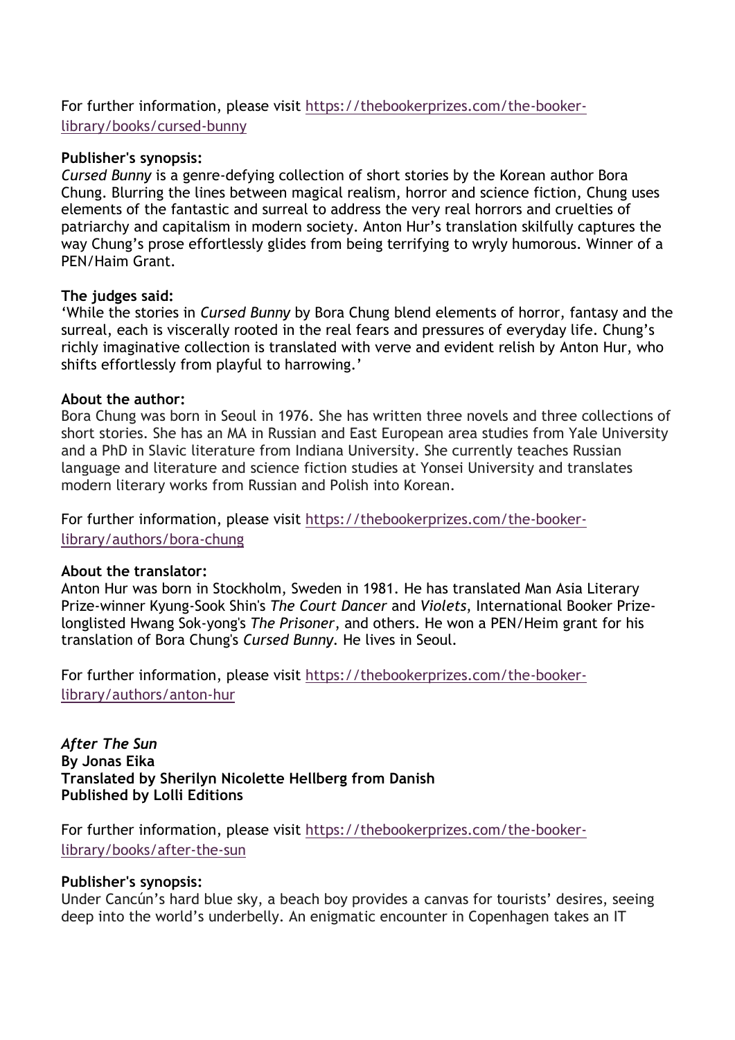For further information, please visit [https://thebookerprizes.com/the-booker-library/books/cursed-bunny](https://thebookerprizes.com/the-booker-library/books/cursed-bunny)

**Publisher's synopsis:**
*Cursed Bunny* is a genre-defying collection of short stories by the Korean author Bora Chung. Blurring the lines between magical realism, horror and science fiction, Chung uses elements of the fantastic and surreal to address the very real horrors and cruelties of patriarchy and capitalism in modern society. Anton Hur's translation skilfully captures the way Chung's prose effortlessly glides from being terrifying to wryly humorous. Winner of a PEN/Haim Grant.

**The judges said:**
'While the stories in *Cursed Bunny* by Bora Chung blend elements of horror, fantasy and the surreal, each is viscerally rooted in the real fears and pressures of everyday life. Chung's richly imaginative collection is translated with verve and evident relish by Anton Hur, who shifts effortlessly from playful to harrowing.'

**About the author:**
Bora Chung was born in Seoul in 1976. She has written three novels and three collections of short stories. She has an MA in Russian and East European area studies from Yale University and a PhD in Slavic literature from Indiana University. She currently teaches Russian language and literature and science fiction studies at Yonsei University and translates modern literary works from Russian and Polish into Korean.

For further information, please visit [https://thebookerprizes.com/the-booker-library/authors/bora-chung](https://thebookerprizes.com/the-booker-library/authors/bora-chung)

**About the translator:**
Anton Hur was born in Stockholm, Sweden in 1981. He has translated Man Asia Literary Prize-winner Kyung-Sook Shin's *The Court Dancer* and *Violets*, International Booker Prize-longlisted Hwang Sok-yong's *The Prisoner*, and others. He won a PEN/Heim grant for his translation of Bora Chung's *Cursed Bunny*. He lives in Seoul.

For further information, please visit [https://thebookerprizes.com/the-booker-library/authors/anton-hur](https://thebookerprizes.com/the-booker-library/authors/anton-hur)

***After The Sun***
**By Jonas Eika**
**Translated by Sherilyn Nicolette Hellberg from Danish**
**Published by Lolli Editions**

For further information, please visit [https://thebookerprizes.com/the-booker-library/books/after-the-sun](https://thebookerprizes.com/the-booker-library/books/after-the-sun)

**Publisher's synopsis:**
Under Cancún's hard blue sky, a beach boy provides a canvas for tourists' desires, seeing deep into the world's underbelly. An enigmatic encounter in Copenhagen takes an IT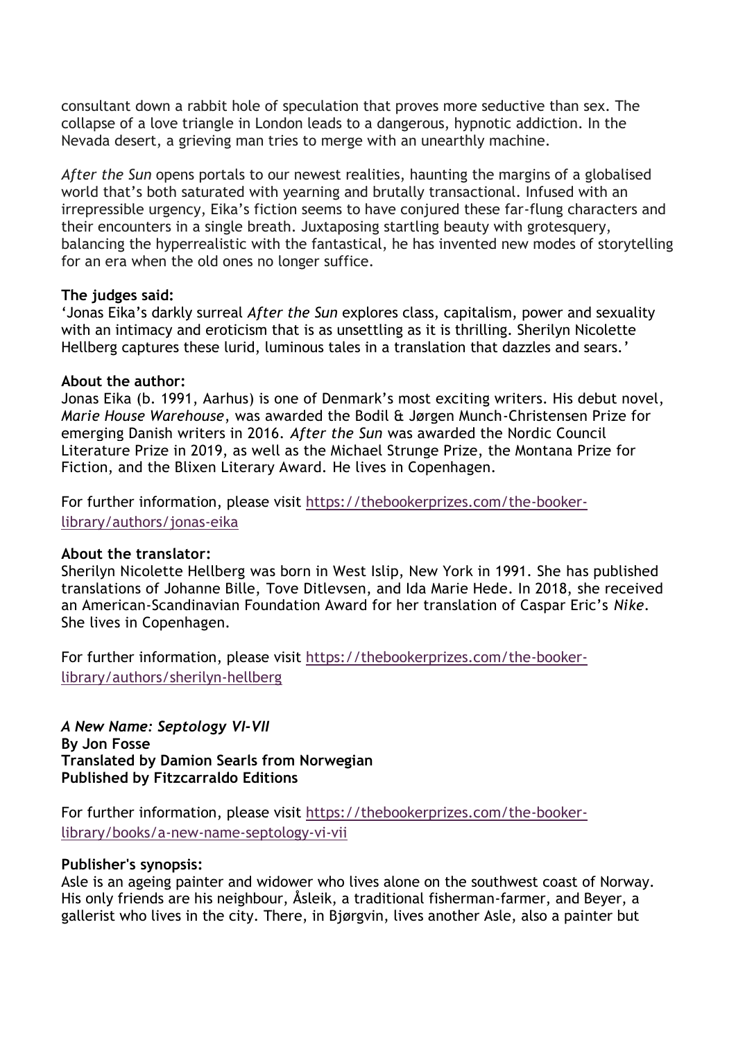consultant down a rabbit hole of speculation that proves more seductive than sex. The collapse of a love triangle in London leads to a dangerous, hypnotic addiction. In the Nevada desert, a grieving man tries to merge with an unearthly machine.

*After the Sun* opens portals to our newest realities, haunting the margins of a globalised world that's both saturated with yearning and brutally transactional. Infused with an irrepressible urgency, Eika's fiction seems to have conjured these far-flung characters and their encounters in a single breath. Juxtaposing startling beauty with grotesquery, balancing the hyperrealistic with the fantastical, he has invented new modes of storytelling for an era when the old ones no longer suffice.

**The judges said:**
'Jonas Eika's darkly surreal *After the Sun* explores class, capitalism, power and sexuality with an intimacy and eroticism that is as unsettling as it is thrilling. Sherilyn Nicolette Hellberg captures these lurid, luminous tales in a translation that dazzles and sears.'

**About the author:**
Jonas Eika (b. 1991, Aarhus) is one of Denmark's most exciting writers. His debut novel, *Marie House Warehouse*, was awarded the Bodil & Jørgen Munch-Christensen Prize for emerging Danish writers in 2016. *After the Sun* was awarded the Nordic Council Literature Prize in 2019, as well as the Michael Strunge Prize, the Montana Prize for Fiction, and the Blixen Literary Award. He lives in Copenhagen.

For further information, please visit https://thebookerprizes.com/the-booker-library/authors/jonas-eika

**About the translator:**
Sherilyn Nicolette Hellberg was born in West Islip, New York in 1991. She has published translations of Johanne Bille, Tove Ditlevsen, and Ida Marie Hede. In 2018, she received an American-Scandinavian Foundation Award for her translation of Caspar Eric's *Nike*. She lives in Copenhagen.

For further information, please visit https://thebookerprizes.com/the-booker-library/authors/sherilyn-hellberg

***A New Name: Septology VI-VII***
**By Jon Fosse**
**Translated by Damion Searls from Norwegian**
**Published by Fitzcarraldo Editions**

For further information, please visit https://thebookerprizes.com/the-booker-library/books/a-new-name-septology-vi-vii

**Publisher's synopsis:**
Asle is an ageing painter and widower who lives alone on the southwest coast of Norway. His only friends are his neighbour, Åsleik, a traditional fisherman-farmer, and Beyer, a gallerist who lives in the city. There, in Bjørgvin, lives another Asle, also a painter but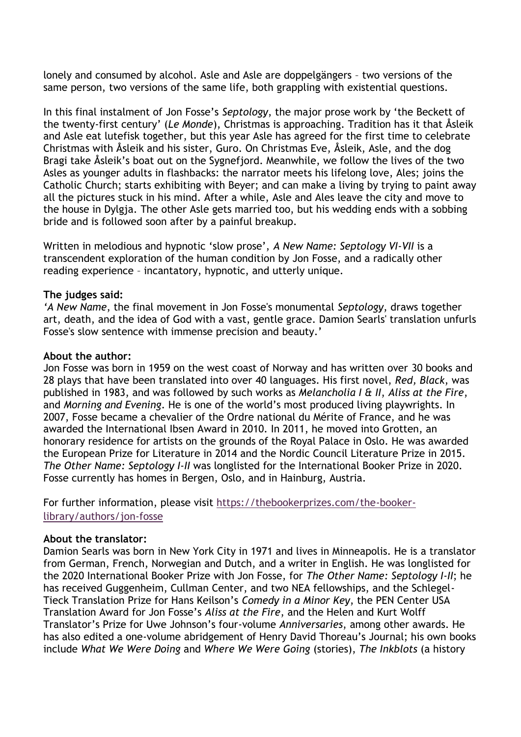lonely and consumed by alcohol. Asle and Asle are doppelgängers – two versions of the same person, two versions of the same life, both grappling with existential questions.

In this final instalment of Jon Fosse's *Septology*, the major prose work by 'the Beckett of the twenty-first century' (*Le Monde*), Christmas is approaching. Tradition has it that Åsleik and Asle eat lutefisk together, but this year Asle has agreed for the first time to celebrate Christmas with Åsleik and his sister, Guro. On Christmas Eve, Åsleik, Asle, and the dog Bragi take Åsleik's boat out on the Sygnefjord. Meanwhile, we follow the lives of the two Asles as younger adults in flashbacks: the narrator meets his lifelong love, Ales; joins the Catholic Church; starts exhibiting with Beyer; and can make a living by trying to paint away all the pictures stuck in his mind. After a while, Asle and Ales leave the city and move to the house in Dylgja. The other Asle gets married too, but his wedding ends with a sobbing bride and is followed soon after by a painful breakup.

Written in melodious and hypnotic 'slow prose', *A New Name: Septology VI-VII* is a transcendent exploration of the human condition by Jon Fosse, and a radically other reading experience – incantatory, hypnotic, and utterly unique.

**The judges said:**
*'A New Name*, the final movement in Jon Fosse's monumental *Septology*, draws together art, death, and the idea of God with a vast, gentle grace. Damion Searls' translation unfurls Fosse's slow sentence with immense precision and beauty.'

**About the author:**
Jon Fosse was born in 1959 on the west coast of Norway and has written over 30 books and 28 plays that have been translated into over 40 languages. His first novel, *Red, Black*, was published in 1983, and was followed by such works as *Melancholia I & II*, *Aliss at the Fire*, and *Morning and Evening*. He is one of the world's most produced living playwrights. In 2007, Fosse became a chevalier of the Ordre national du Mérite of France, and he was awarded the International Ibsen Award in 2010. In 2011, he moved into Grotten, an honorary residence for artists on the grounds of the Royal Palace in Oslo. He was awarded the European Prize for Literature in 2014 and the Nordic Council Literature Prize in 2015. *The Other Name: Septology I-II* was longlisted for the International Booker Prize in 2020. Fosse currently has homes in Bergen, Oslo, and in Hainburg, Austria.

For further information, please visit https://thebookerprizes.com/the-booker-library/authors/jon-fosse

**About the translator:**
Damion Searls was born in New York City in 1971 and lives in Minneapolis. He is a translator from German, French, Norwegian and Dutch, and a writer in English. He was longlisted for the 2020 International Booker Prize with Jon Fosse, for *The Other Name: Septology I-II*; he has received Guggenheim, Cullman Center, and two NEA fellowships, and the Schlegel-Tieck Translation Prize for Hans Keilson's *Comedy in a Minor Key*, the PEN Center USA Translation Award for Jon Fosse's *Aliss at the Fire*, and the Helen and Kurt Wolff Translator's Prize for Uwe Johnson's four-volume *Anniversaries*, among other awards. He has also edited a one-volume abridgement of Henry David Thoreau's Journal; his own books include *What We Were Doing* and *Where We Were Going* (stories), *The Inkblots* (a history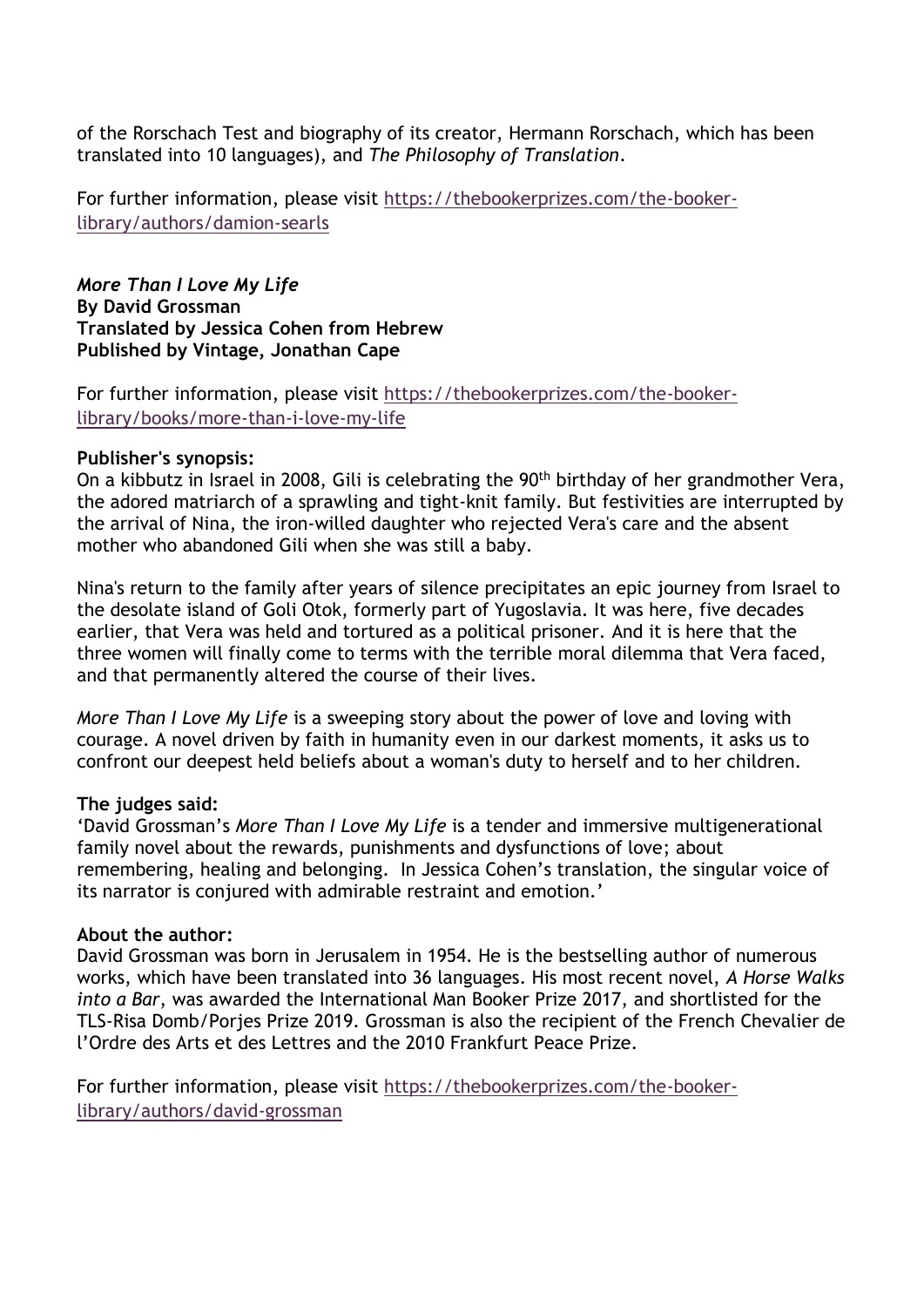of the Rorschach Test and biography of its creator, Hermann Rorschach, which has been translated into 10 languages), and *The Philosophy of Translation*.

For further information, please visit [https://thebookerprizes.com/the-booker-library/authors/damion-searls](https://thebookerprizes.com/the-booker-library/authors/damion-searls)

***More Than I Love My Life***
**By David Grossman**
**Translated by Jessica Cohen from Hebrew**
**Published by Vintage, Jonathan Cape**

For further information, please visit [https://thebookerprizes.com/the-booker-library/books/more-than-i-love-my-life](https://thebookerprizes.com/the-booker-library/books/more-than-i-love-my-life)

**Publisher's synopsis:**
On a kibbutz in Israel in 2008, Gili is celebrating the 90th birthday of her grandmother Vera, the adored matriarch of a sprawling and tight-knit family. But festivities are interrupted by the arrival of Nina, the iron-willed daughter who rejected Vera's care and the absent mother who abandoned Gili when she was still a baby.

Nina's return to the family after years of silence precipitates an epic journey from Israel to the desolate island of Goli Otok, formerly part of Yugoslavia. It was here, five decades earlier, that Vera was held and tortured as a political prisoner. And it is here that the three women will finally come to terms with the terrible moral dilemma that Vera faced, and that permanently altered the course of their lives.

*More Than I Love My Life* is a sweeping story about the power of love and loving with courage. A novel driven by faith in humanity even in our darkest moments, it asks us to confront our deepest held beliefs about a woman's duty to herself and to her children.

**The judges said:**
'David Grossman's *More Than I Love My Life* is a tender and immersive multigenerational family novel about the rewards, punishments and dysfunctions of love; about remembering, healing and belonging. In Jessica Cohen's translation, the singular voice of its narrator is conjured with admirable restraint and emotion.'

**About the author:**
David Grossman was born in Jerusalem in 1954. He is the bestselling author of numerous works, which have been translated into 36 languages. His most recent novel, *A Horse Walks into a Bar*, was awarded the International Man Booker Prize 2017, and shortlisted for the TLS-Risa Domb/Porjes Prize 2019. Grossman is also the recipient of the French Chevalier de l'Ordre des Arts et des Lettres and the 2010 Frankfurt Peace Prize.

For further information, please visit [https://thebookerprizes.com/the-booker-library/authors/david-grossman](https://thebookerprizes.com/the-booker-library/authors/david-grossman)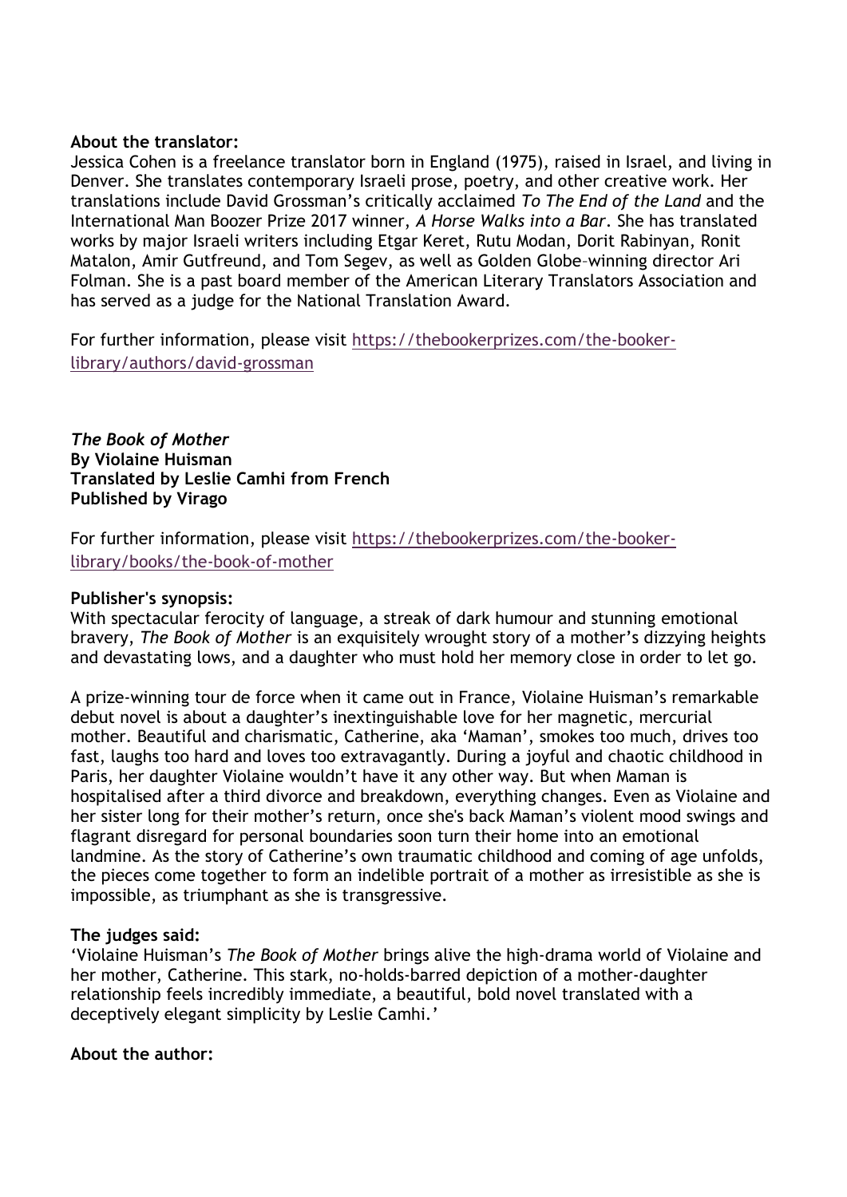**About the translator:**
Jessica Cohen is a freelance translator born in England (1975), raised in Israel, and living in Denver. She translates contemporary Israeli prose, poetry, and other creative work. Her translations include David Grossman's critically acclaimed *To The End of the Land* and the International Man Boozer Prize 2017 winner, *A Horse Walks into a Bar*. She has translated works by major Israeli writers including Etgar Keret, Rutu Modan, Dorit Rabinyan, Ronit Matalon, Amir Gutfreund, and Tom Segev, as well as Golden Globe–winning director Ari Folman. She is a past board member of the American Literary Translators Association and has served as a judge for the National Translation Award.

For further information, please visit [https://thebookerprizes.com/the-booker-library/authors/david-grossman](https://thebookerprizes.com/the-booker-library/authors/david-grossman)

***The Book of Mother***
**By Violaine Huisman**
**Translated by Leslie Camhi from French**
**Published by Virago**

For further information, please visit [https://thebookerprizes.com/the-booker-library/books/the-book-of-mother](https://thebookerprizes.com/the-booker-library/books/the-book-of-mother)

**Publisher's synopsis:**
With spectacular ferocity of language, a streak of dark humour and stunning emotional bravery, *The Book of Mother* is an exquisitely wrought story of a mother's dizzying heights and devastating lows, and a daughter who must hold her memory close in order to let go.

A prize-winning tour de force when it came out in France, Violaine Huisman's remarkable debut novel is about a daughter's inextinguishable love for her magnetic, mercurial mother. Beautiful and charismatic, Catherine, aka 'Maman', smokes too much, drives too fast, laughs too hard and loves too extravagantly. During a joyful and chaotic childhood in Paris, her daughter Violaine wouldn't have it any other way. But when Maman is hospitalised after a third divorce and breakdown, everything changes. Even as Violaine and her sister long for their mother's return, once she's back Maman's violent mood swings and flagrant disregard for personal boundaries soon turn their home into an emotional landmine. As the story of Catherine's own traumatic childhood and coming of age unfolds, the pieces come together to form an indelible portrait of a mother as irresistible as she is impossible, as triumphant as she is transgressive.

**The judges said:**
'Violaine Huisman's *The Book of Mother* brings alive the high-drama world of Violaine and her mother, Catherine. This stark, no-holds-barred depiction of a mother-daughter relationship feels incredibly immediate, a beautiful, bold novel translated with a deceptively elegant simplicity by Leslie Camhi.'

**About the author:**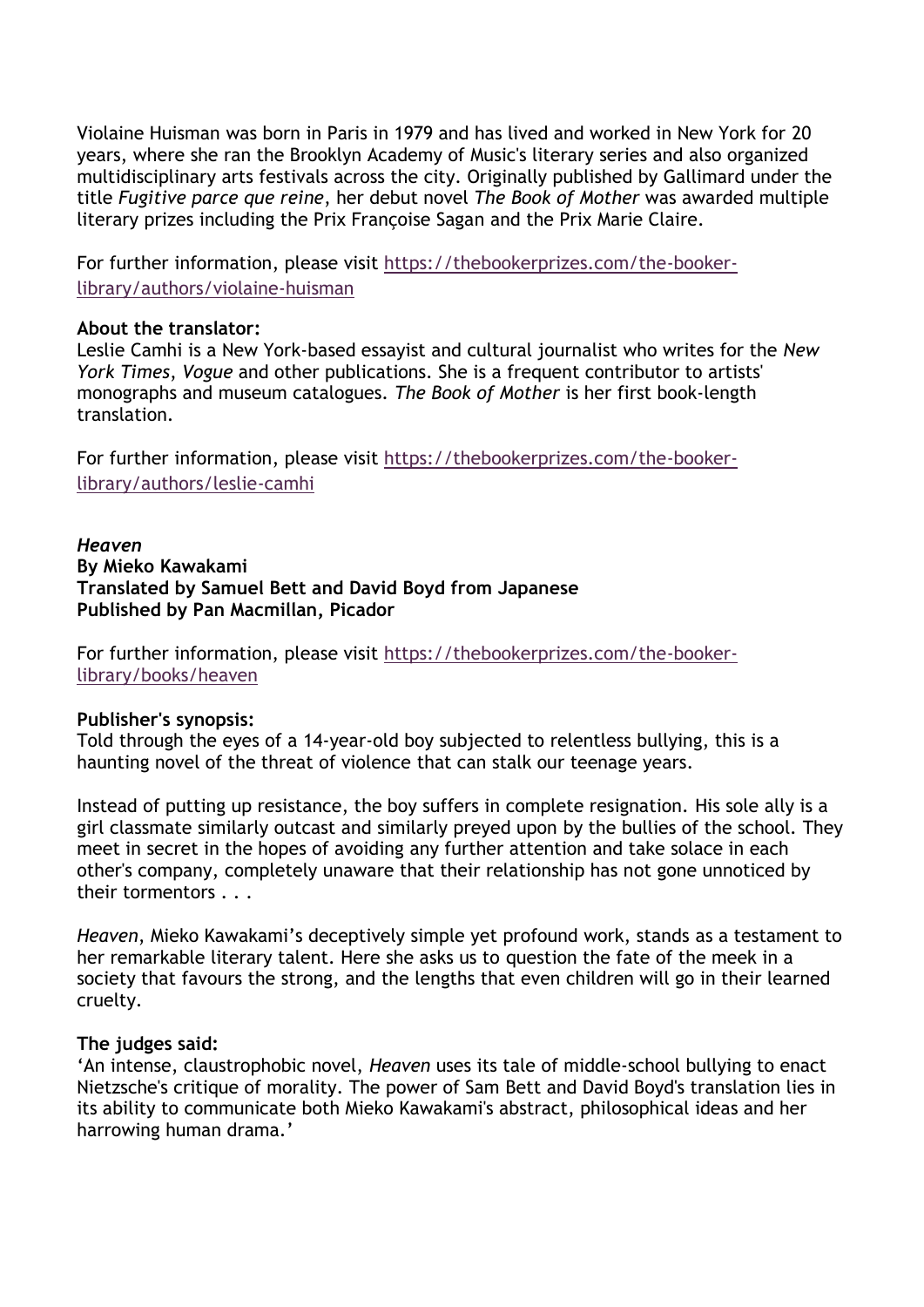Violaine Huisman was born in Paris in 1979 and has lived and worked in New York for 20 years, where she ran the Brooklyn Academy of Music's literary series and also organized multidisciplinary arts festivals across the city. Originally published by Gallimard under the title *Fugitive parce que reine*, her debut novel *The Book of Mother* was awarded multiple literary prizes including the Prix Françoise Sagan and the Prix Marie Claire.

For further information, please visit [https://thebookerprizes.com/the-booker-library/authors/violaine-huisman](https://thebookerprizes.com/the-booker-library/authors/violaine-huisman)

**About the translator:**
Leslie Camhi is a New York-based essayist and cultural journalist who writes for the *New York Times*, *Vogue* and other publications. She is a frequent contributor to artists' monographs and museum catalogues. *The Book of Mother* is her first book-length translation.

For further information, please visit [https://thebookerprizes.com/the-booker-library/authors/leslie-camhi](https://thebookerprizes.com/the-booker-library/authors/leslie-camhi)

***Heaven***
**By Mieko Kawakami**
**Translated by Samuel Bett and David Boyd from Japanese**
**Published by Pan Macmillan, Picador**

For further information, please visit [https://thebookerprizes.com/the-booker-library/books/heaven](https://thebookerprizes.com/the-booker-library/books/heaven)

**Publisher's synopsis:**
Told through the eyes of a 14-year-old boy subjected to relentless bullying, this is a haunting novel of the threat of violence that can stalk our teenage years.

Instead of putting up resistance, the boy suffers in complete resignation. His sole ally is a girl classmate similarly outcast and similarly preyed upon by the bullies of the school. They meet in secret in the hopes of avoiding any further attention and take solace in each other's company, completely unaware that their relationship has not gone unnoticed by their tormentors . . .

*Heaven*, Mieko Kawakami's deceptively simple yet profound work, stands as a testament to her remarkable literary talent. Here she asks us to question the fate of the meek in a society that favours the strong, and the lengths that even children will go in their learned cruelty.

**The judges said:**
'An intense, claustrophobic novel, *Heaven* uses its tale of middle-school bullying to enact Nietzsche's critique of morality. The power of Sam Bett and David Boyd's translation lies in its ability to communicate both Mieko Kawakami's abstract, philosophical ideas and her harrowing human drama.'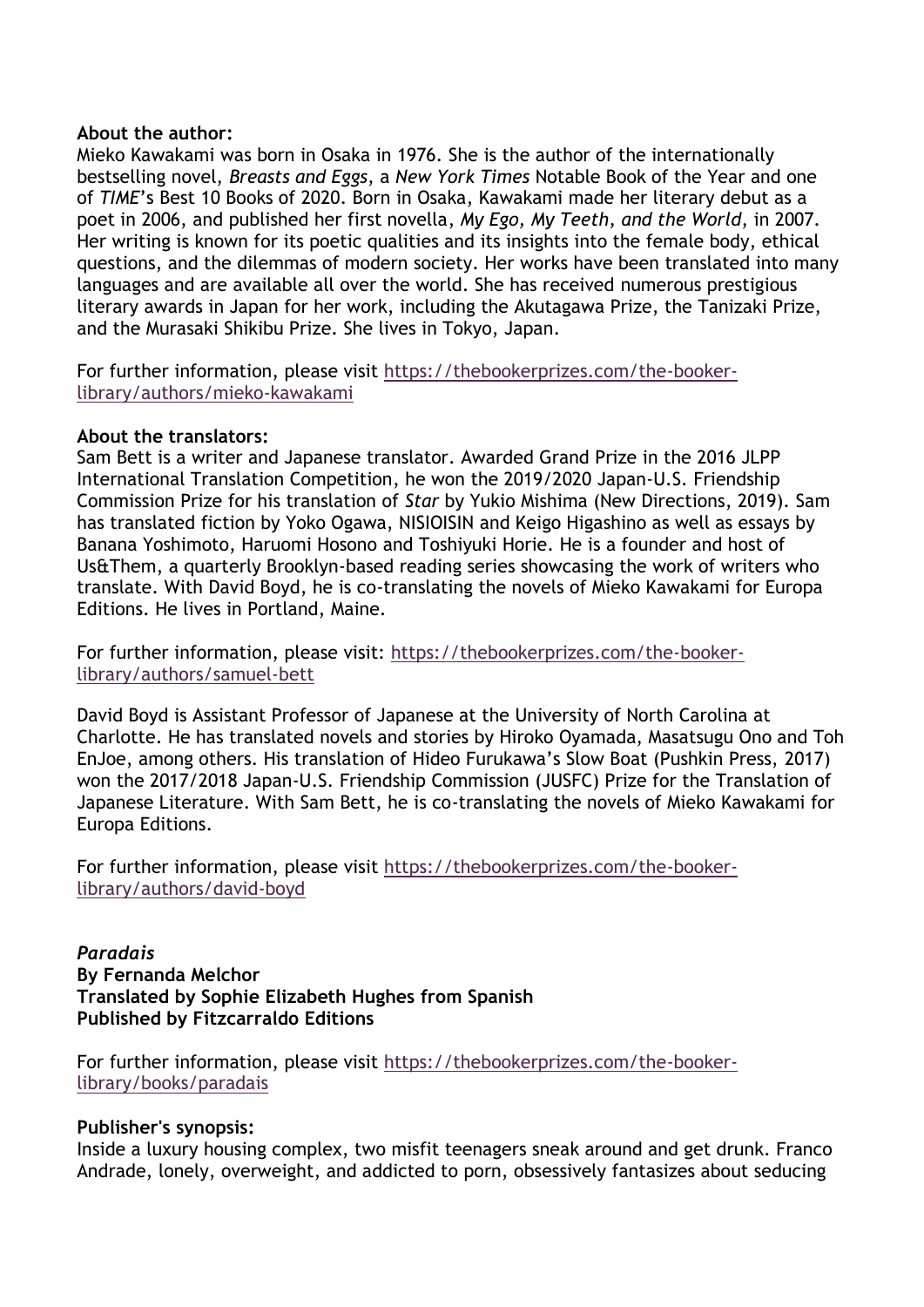**About the author:**
Mieko Kawakami was born in Osaka in 1976. She is the author of the internationally bestselling novel, *Breasts and Eggs*, a *New York Times* Notable Book of the Year and one of *TIME*'s Best 10 Books of 2020. Born in Osaka, Kawakami made her literary debut as a poet in 2006, and published her first novella, *My Ego, My Teeth, and the World*, in 2007. Her writing is known for its poetic qualities and its insights into the female body, ethical questions, and the dilemmas of modern society. Her works have been translated into many languages and are available all over the world. She has received numerous prestigious literary awards in Japan for her work, including the Akutagawa Prize, the Tanizaki Prize, and the Murasaki Shikibu Prize. She lives in Tokyo, Japan.

For further information, please visit [https://thebookerprizes.com/the-booker-library/authors/mieko-kawakami](https://thebookerprizes.com/the-booker-library/authors/mieko-kawakami)

**About the translators:**
Sam Bett is a writer and Japanese translator. Awarded Grand Prize in the 2016 JLPP International Translation Competition, he won the 2019/2020 Japan-U.S. Friendship Commission Prize for his translation of *Star* by Yukio Mishima (New Directions, 2019). Sam has translated fiction by Yoko Ogawa, NISIOISIN and Keigo Higashino as well as essays by Banana Yoshimoto, Haruomi Hosono and Toshiyuki Horie. He is a founder and host of Us&Them, a quarterly Brooklyn-based reading series showcasing the work of writers who translate. With David Boyd, he is co-translating the novels of Mieko Kawakami for Europa Editions. He lives in Portland, Maine.

For further information, please visit: [https://thebookerprizes.com/the-booker-library/authors/samuel-bett](https://thebookerprizes.com/the-booker-library/authors/samuel-bett)

David Boyd is Assistant Professor of Japanese at the University of North Carolina at Charlotte. He has translated novels and stories by Hiroko Oyamada, Masatsugu Ono and Toh EnJoe, among others. His translation of Hideo Furukawa's Slow Boat (Pushkin Press, 2017) won the 2017/2018 Japan-U.S. Friendship Commission (JUSFC) Prize for the Translation of Japanese Literature. With Sam Bett, he is co-translating the novels of Mieko Kawakami for Europa Editions.

For further information, please visit [https://thebookerprizes.com/the-booker-library/authors/david-boyd](https://thebookerprizes.com/the-booker-library/authors/david-boyd)

***Paradais***
**By Fernanda Melchor**
**Translated by Sophie Elizabeth Hughes from Spanish**
**Published by Fitzcarraldo Editions**

For further information, please visit [https://thebookerprizes.com/the-booker-library/books/paradais](https://thebookerprizes.com/the-booker-library/books/paradais)

**Publisher's synopsis:**
Inside a luxury housing complex, two misfit teenagers sneak around and get drunk. Franco Andrade, lonely, overweight, and addicted to porn, obsessively fantasizes about seducing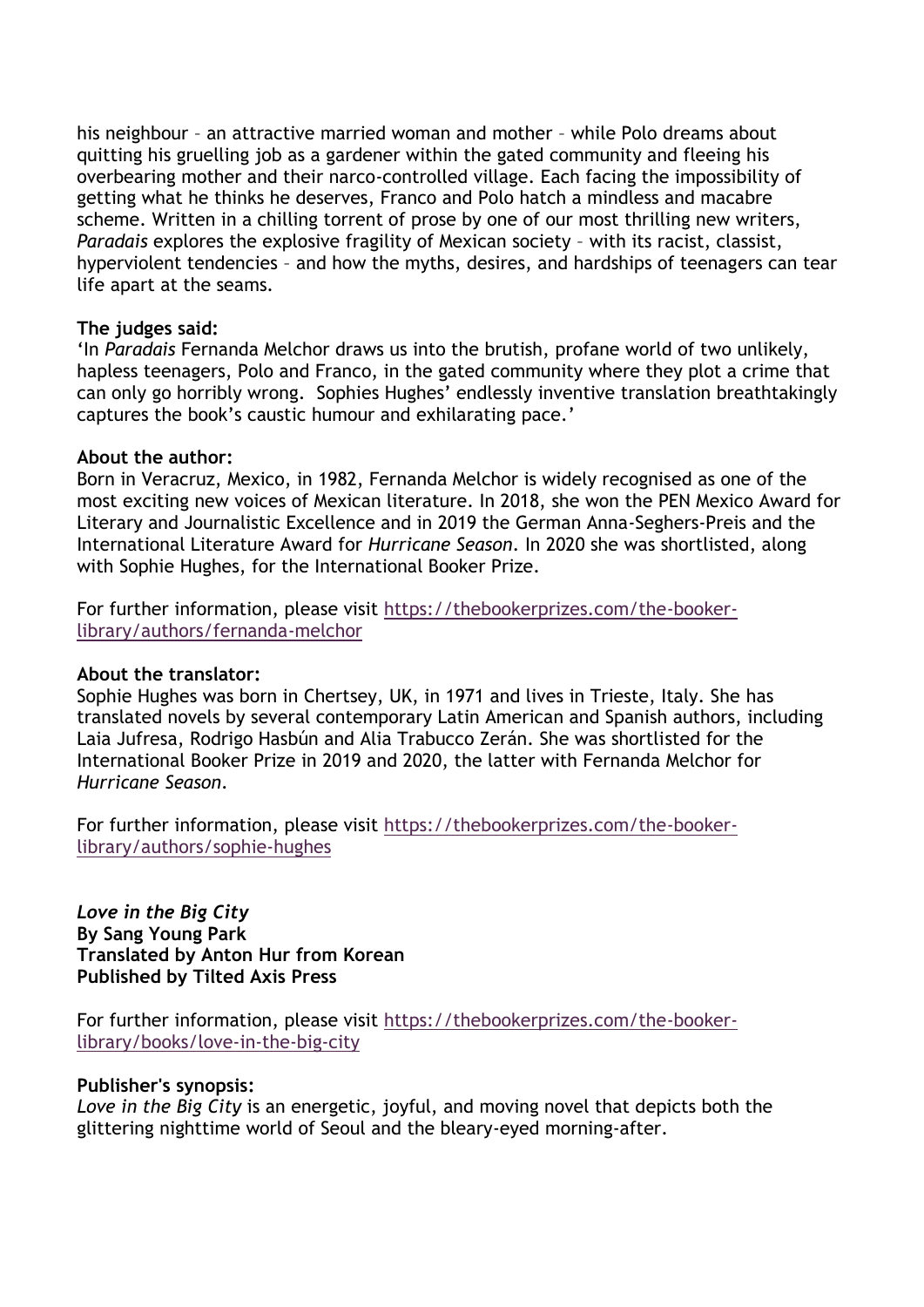his neighbour – an attractive married woman and mother – while Polo dreams about quitting his gruelling job as a gardener within the gated community and fleeing his overbearing mother and their narco-controlled village. Each facing the impossibility of getting what he thinks he deserves, Franco and Polo hatch a mindless and macabre scheme. Written in a chilling torrent of prose by one of our most thrilling new writers, *Paradais* explores the explosive fragility of Mexican society – with its racist, classist, hyperviolent tendencies – and how the myths, desires, and hardships of teenagers can tear life apart at the seams.

**The judges said:**
'In *Paradais* Fernanda Melchor draws us into the brutish, profane world of two unlikely, hapless teenagers, Polo and Franco, in the gated community where they plot a crime that can only go horribly wrong.  Sophies Hughes' endlessly inventive translation breathtakingly captures the book's caustic humour and exhilarating pace.'

**About the author:**
Born in Veracruz, Mexico, in 1982, Fernanda Melchor is widely recognised as one of the most exciting new voices of Mexican literature. In 2018, she won the PEN Mexico Award for Literary and Journalistic Excellence and in 2019 the German Anna-Seghers-Preis and the International Literature Award for *Hurricane Season*. In 2020 she was shortlisted, along with Sophie Hughes, for the International Booker Prize.

For further information, please visit [https://thebookerprizes.com/the-booker-library/authors/fernanda-melchor](https://thebookerprizes.com/the-booker-library/authors/fernanda-melchor)

**About the translator:**
Sophie Hughes was born in Chertsey, UK, in 1971 and lives in Trieste, Italy. She has translated novels by several contemporary Latin American and Spanish authors, including Laia Jufresa, Rodrigo Hasbún and Alia Trabucco Zerán. She was shortlisted for the International Booker Prize in 2019 and 2020, the latter with Fernanda Melchor for *Hurricane Season*.

For further information, please visit [https://thebookerprizes.com/the-booker-library/authors/sophie-hughes](https://thebookerprizes.com/the-booker-library/authors/sophie-hughes)

***Love in the Big City***
**By Sang Young Park**
**Translated by Anton Hur from Korean**
**Published by Tilted Axis Press**

For further information, please visit [https://thebookerprizes.com/the-booker-library/books/love-in-the-big-city](https://thebookerprizes.com/the-booker-library/books/love-in-the-big-city)

**Publisher's synopsis:**
*Love in the Big City* is an energetic, joyful, and moving novel that depicts both the glittering nighttime world of Seoul and the bleary-eyed morning-after.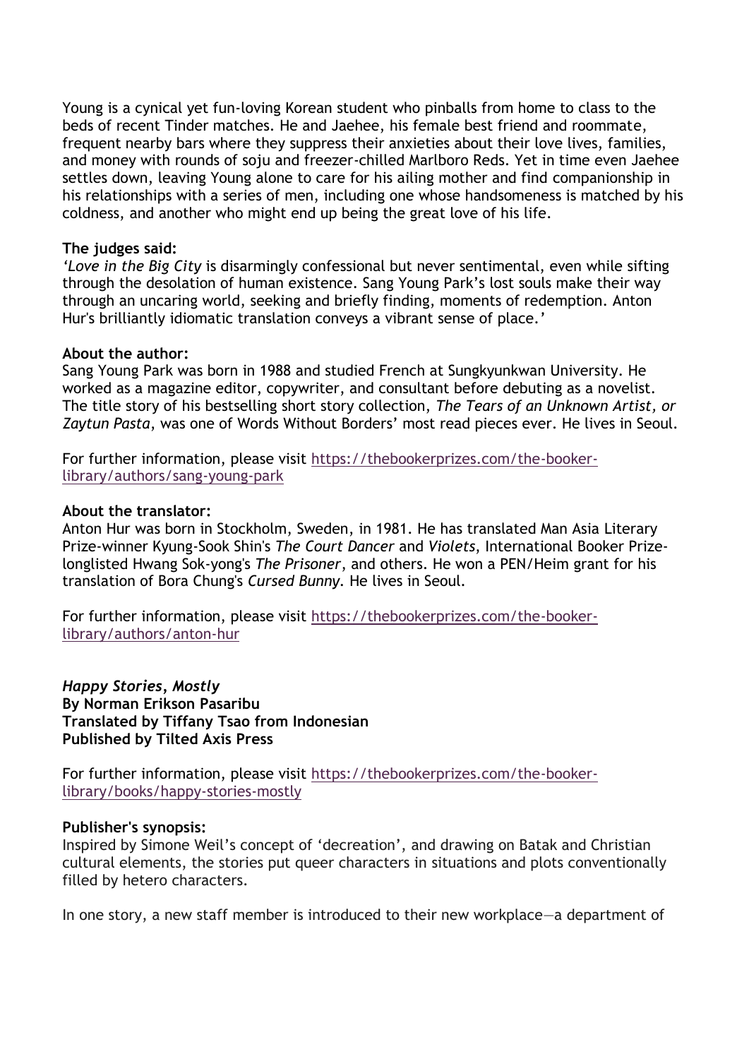Young is a cynical yet fun-loving Korean student who pinballs from home to class to the beds of recent Tinder matches. He and Jaehee, his female best friend and roommate, frequent nearby bars where they suppress their anxieties about their love lives, families, and money with rounds of soju and freezer-chilled Marlboro Reds. Yet in time even Jaehee settles down, leaving Young alone to care for his ailing mother and find companionship in his relationships with a series of men, including one whose handsomeness is matched by his coldness, and another who might end up being the great love of his life.

**The judges said:**
*'Love in the Big City* is disarmingly confessional but never sentimental, even while sifting through the desolation of human existence. Sang Young Park's lost souls make their way through an uncaring world, seeking and briefly finding, moments of redemption. Anton Hur's brilliantly idiomatic translation conveys a vibrant sense of place.'

**About the author:**
Sang Young Park was born in 1988 and studied French at Sungkyunkwan University. He worked as a magazine editor, copywriter, and consultant before debuting as a novelist. The title story of his bestselling short story collection, *The Tears of an Unknown Artist, or Zaytun Pasta*, was one of Words Without Borders' most read pieces ever. He lives in Seoul.

For further information, please visit [https://thebookerprizes.com/the-booker-library/authors/sang-young-park](https://thebookerprizes.com/the-booker-library/authors/sang-young-park)

**About the translator:**
Anton Hur was born in Stockholm, Sweden, in 1981. He has translated Man Asia Literary Prize-winner Kyung-Sook Shin's *The Court Dancer* and *Violets*, International Booker Prize-longlisted Hwang Sok-yong's *The Prisoner*, and others. He won a PEN/Heim grant for his translation of Bora Chung's *Cursed Bunny.* He lives in Seoul.

For further information, please visit [https://thebookerprizes.com/the-booker-library/authors/anton-hur](https://thebookerprizes.com/the-booker-library/authors/anton-hur)

***Happy Stories, Mostly***
**By Norman Erikson Pasaribu**
**Translated by Tiffany Tsao from Indonesian**
**Published by Tilted Axis Press**

For further information, please visit [https://thebookerprizes.com/the-booker-library/books/happy-stories-mostly](https://thebookerprizes.com/the-booker-library/books/happy-stories-mostly)

**Publisher's synopsis:**
Inspired by Simone Weil's concept of 'decreation', and drawing on Batak and Christian cultural elements, the stories put queer characters in situations and plots conventionally filled by hetero characters.

In one story, a new staff member is introduced to their new workplace—a department of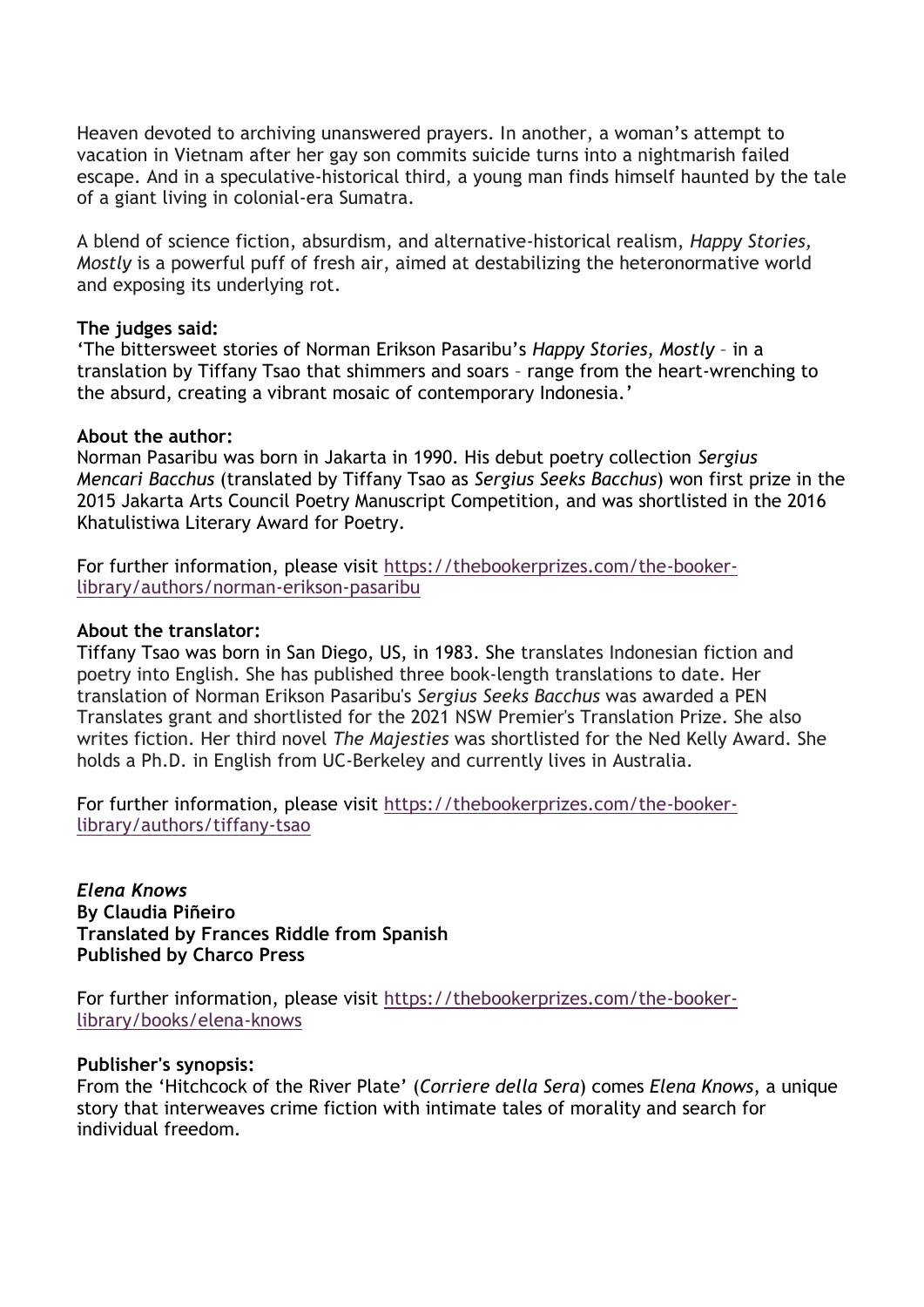Heaven devoted to archiving unanswered prayers. In another, a woman's attempt to vacation in Vietnam after her gay son commits suicide turns into a nightmarish failed escape. And in a speculative-historical third, a young man finds himself haunted by the tale of a giant living in colonial-era Sumatra.

A blend of science fiction, absurdism, and alternative-historical realism, *Happy Stories, Mostly* is a powerful puff of fresh air, aimed at destabilizing the heteronormative world and exposing its underlying rot.

**The judges said:**
'The bittersweet stories of Norman Erikson Pasaribu's *Happy Stories, Mostly* – in a translation by Tiffany Tsao that shimmers and soars – range from the heart-wrenching to the absurd, creating a vibrant mosaic of contemporary Indonesia.'

**About the author:**
Norman Pasaribu was born in Jakarta in 1990. His debut poetry collection *Sergius Mencari Bacchus* (translated by Tiffany Tsao as *Sergius Seeks Bacchus*) won first prize in the 2015 Jakarta Arts Council Poetry Manuscript Competition, and was shortlisted in the 2016 Khatulistiwa Literary Award for Poetry.

For further information, please visit [https://thebookerprizes.com/the-booker-library/authors/norman-erikson-pasaribu](https://thebookerprizes.com/the-booker-library/authors/norman-erikson-pasaribu)

**About the translator:**
Tiffany Tsao was born in San Diego, US, in 1983. She translates Indonesian fiction and poetry into English. She has published three book-length translations to date. Her translation of Norman Erikson Pasaribu's *Sergius Seeks Bacchus* was awarded a PEN Translates grant and shortlisted for the 2021 NSW Premier's Translation Prize. She also writes fiction. Her third novel *The Majesties* was shortlisted for the Ned Kelly Award. She holds a Ph.D. in English from UC-Berkeley and currently lives in Australia.

For further information, please visit [https://thebookerprizes.com/the-booker-library/authors/tiffany-tsao](https://thebookerprizes.com/the-booker-library/authors/tiffany-tsao)

***Elena Knows***
**By Claudia Piñeiro**
**Translated by Frances Riddle from Spanish**
**Published by Charco Press**

For further information, please visit [https://thebookerprizes.com/the-booker-library/books/elena-knows](https://thebookerprizes.com/the-booker-library/books/elena-knows)

**Publisher's synopsis:**
From the 'Hitchcock of the River Plate' (*Corriere della Sera*) comes *Elena Knows*, a unique story that interweaves crime fiction with intimate tales of morality and search for individual freedom.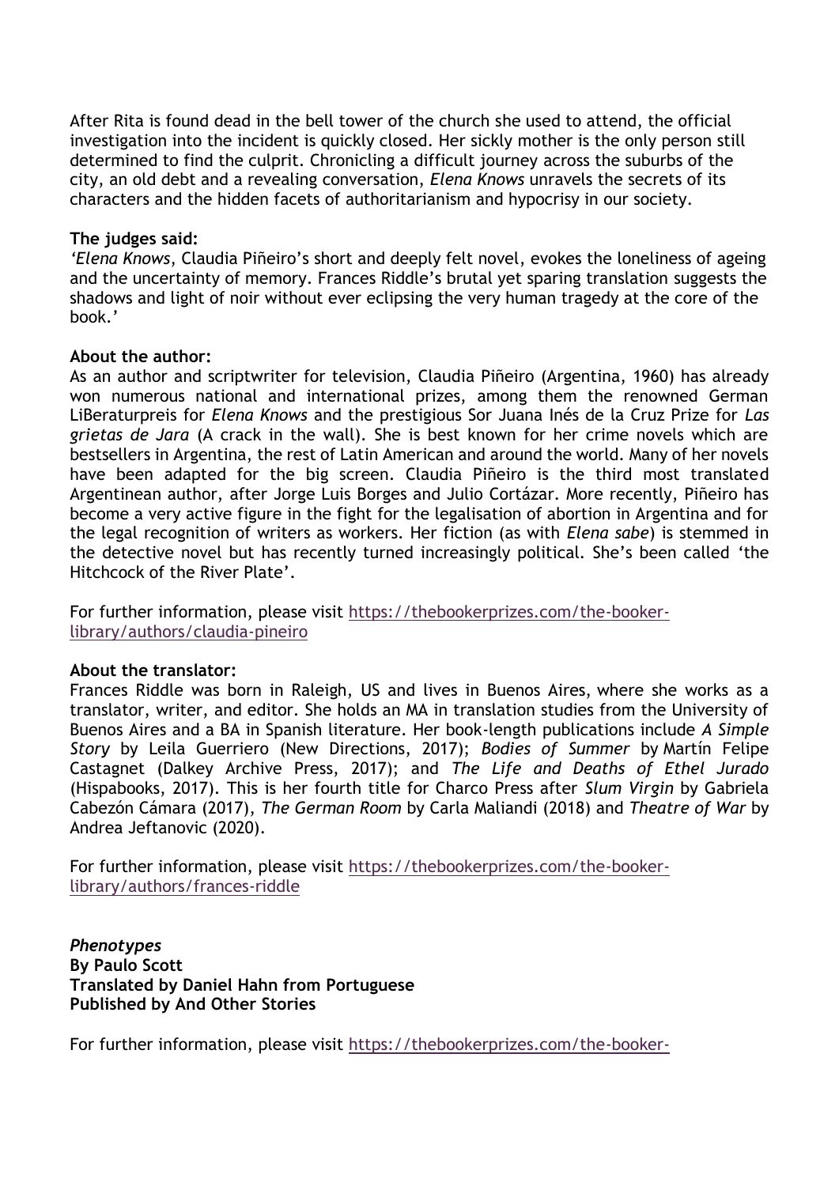After Rita is found dead in the bell tower of the church she used to attend, the official investigation into the incident is quickly closed. Her sickly mother is the only person still determined to find the culprit. Chronicling a difficult journey across the suburbs of the city, an old debt and a revealing conversation, *Elena Knows* unravels the secrets of its characters and the hidden facets of authoritarianism and hypocrisy in our society.

**The judges said:**
*'Elena Knows*, Claudia Piñeiro's short and deeply felt novel, evokes the loneliness of ageing and the uncertainty of memory. Frances Riddle's brutal yet sparing translation suggests the shadows and light of noir without ever eclipsing the very human tragedy at the core of the book.'

**About the author:**
As an author and scriptwriter for television, Claudia Piñeiro (Argentina, 1960) has already won numerous national and international prizes, among them the renowned German LiBeraturpreis for *Elena Knows* and the prestigious Sor Juana Inés de la Cruz Prize for *Las grietas de Jara* (A crack in the wall). She is best known for her crime novels which are bestsellers in Argentina, the rest of Latin American and around the world. Many of her novels have been adapted for the big screen. Claudia Piñeiro is the third most translated Argentinean author, after Jorge Luis Borges and Julio Cortázar. More recently, Piñeiro has become a very active figure in the fight for the legalisation of abortion in Argentina and for the legal recognition of writers as workers. Her fiction (as with *Elena sabe*) is stemmed in the detective novel but has recently turned increasingly political. She's been called 'the Hitchcock of the River Plate'.

For further information, please visit https://thebookerprizes.com/the-booker-library/authors/claudia-pineiro

**About the translator:**
Frances Riddle was born in Raleigh, US and lives in Buenos Aires, where she works as a translator, writer, and editor. She holds an MA in translation studies from the University of Buenos Aires and a BA in Spanish literature. Her book-length publications include *A Simple Story* by Leila Guerriero (New Directions, 2017); *Bodies of Summer* by Martín Felipe Castagnet (Dalkey Archive Press, 2017); and *The Life and Deaths of Ethel Jurado* (Hispabooks, 2017). This is her fourth title for Charco Press after *Slum Virgin* by Gabriela Cabezón Cámara (2017), *The German Room* by Carla Maliandi (2018) and *Theatre of War* by Andrea Jeftanovic (2020).

For further information, please visit https://thebookerprizes.com/the-booker-library/authors/frances-riddle

***Phenotypes***
**By Paulo Scott**
**Translated by Daniel Hahn from Portuguese**
**Published by And Other Stories**

For further information, please visit https://thebookerprizes.com/the-booker-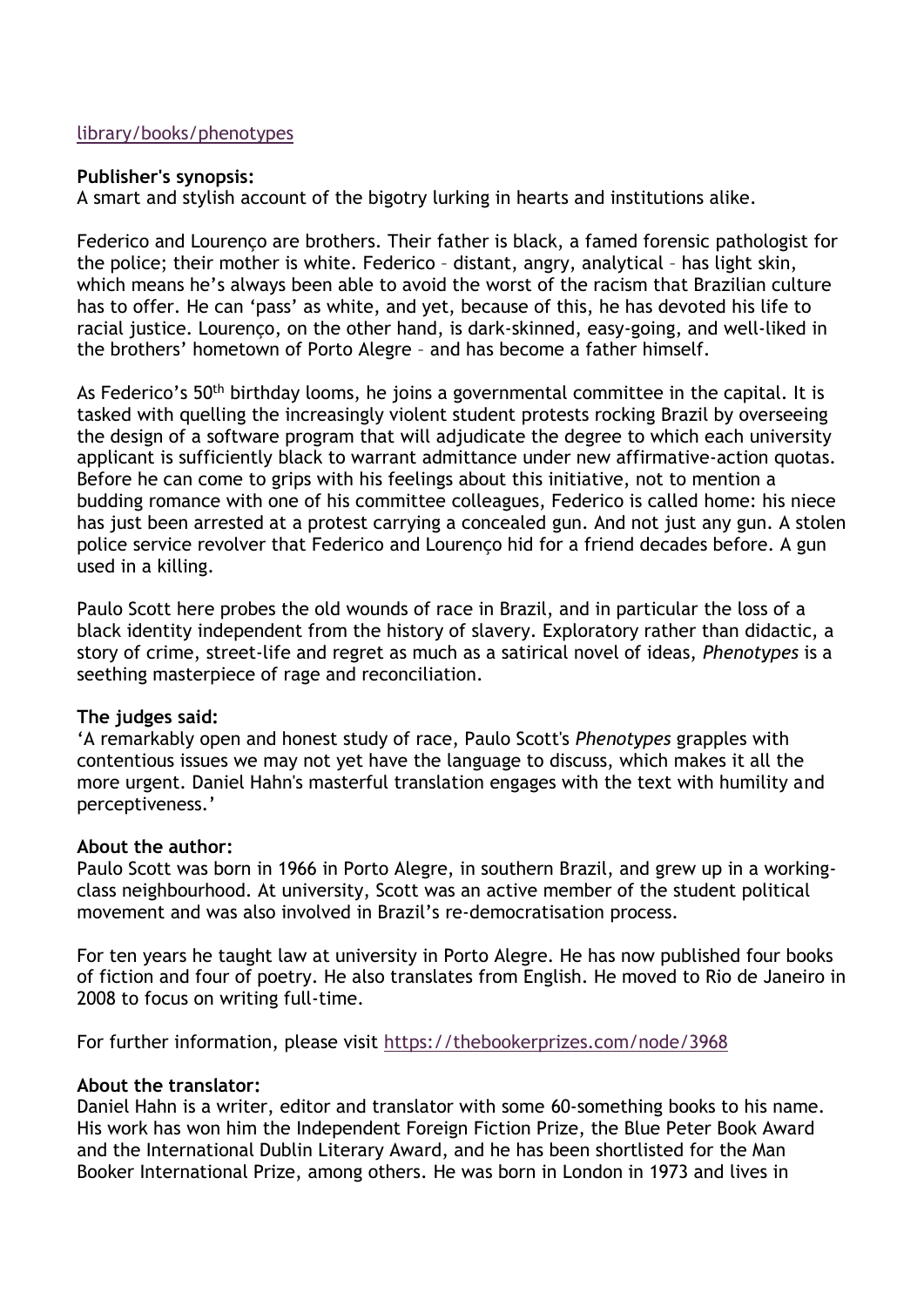[library/books/phenotypes](library/books/phenotypes)

**Publisher's synopsis:**
A smart and stylish account of the bigotry lurking in hearts and institutions alike.

Federico and Lourenço are brothers. Their father is black, a famed forensic pathologist for the police; their mother is white. Federico – distant, angry, analytical – has light skin, which means he's always been able to avoid the worst of the racism that Brazilian culture has to offer. He can 'pass' as white, and yet, because of this, he has devoted his life to racial justice. Lourenço, on the other hand, is dark-skinned, easy-going, and well-liked in the brothers' hometown of Porto Alegre – and has become a father himself.

As Federico's 50th birthday looms, he joins a governmental committee in the capital. It is tasked with quelling the increasingly violent student protests rocking Brazil by overseeing the design of a software program that will adjudicate the degree to which each university applicant is sufficiently black to warrant admittance under new affirmative-action quotas. Before he can come to grips with his feelings about this initiative, not to mention a budding romance with one of his committee colleagues, Federico is called home: his niece has just been arrested at a protest carrying a concealed gun. And not just any gun. A stolen police service revolver that Federico and Lourenço hid for a friend decades before. A gun used in a killing.

Paulo Scott here probes the old wounds of race in Brazil, and in particular the loss of a black identity independent from the history of slavery. Exploratory rather than didactic, a story of crime, street-life and regret as much as a satirical novel of ideas, *Phenotypes* is a seething masterpiece of rage and reconciliation.

**The judges said:**
'A remarkably open and honest study of race, Paulo Scott's *Phenotypes* grapples with contentious issues we may not yet have the language to discuss, which makes it all the more urgent. Daniel Hahn's masterful translation engages with the text with humility and perceptiveness.'

**About the author:**
Paulo Scott was born in 1966 in Porto Alegre, in southern Brazil, and grew up in a working-class neighbourhood. At university, Scott was an active member of the student political movement and was also involved in Brazil's re-democratisation process.

For ten years he taught law at university in Porto Alegre. He has now published four books of fiction and four of poetry. He also translates from English. He moved to Rio de Janeiro in 2008 to focus on writing full-time.

For further information, please visit [https://thebookerprizes.com/node/3968](https://thebookerprizes.com/node/3968)

**About the translator:**
Daniel Hahn is a writer, editor and translator with some 60-something books to his name. His work has won him the Independent Foreign Fiction Prize, the Blue Peter Book Award and the International Dublin Literary Award, and he has been shortlisted for the Man Booker International Prize, among others. He was born in London in 1973 and lives in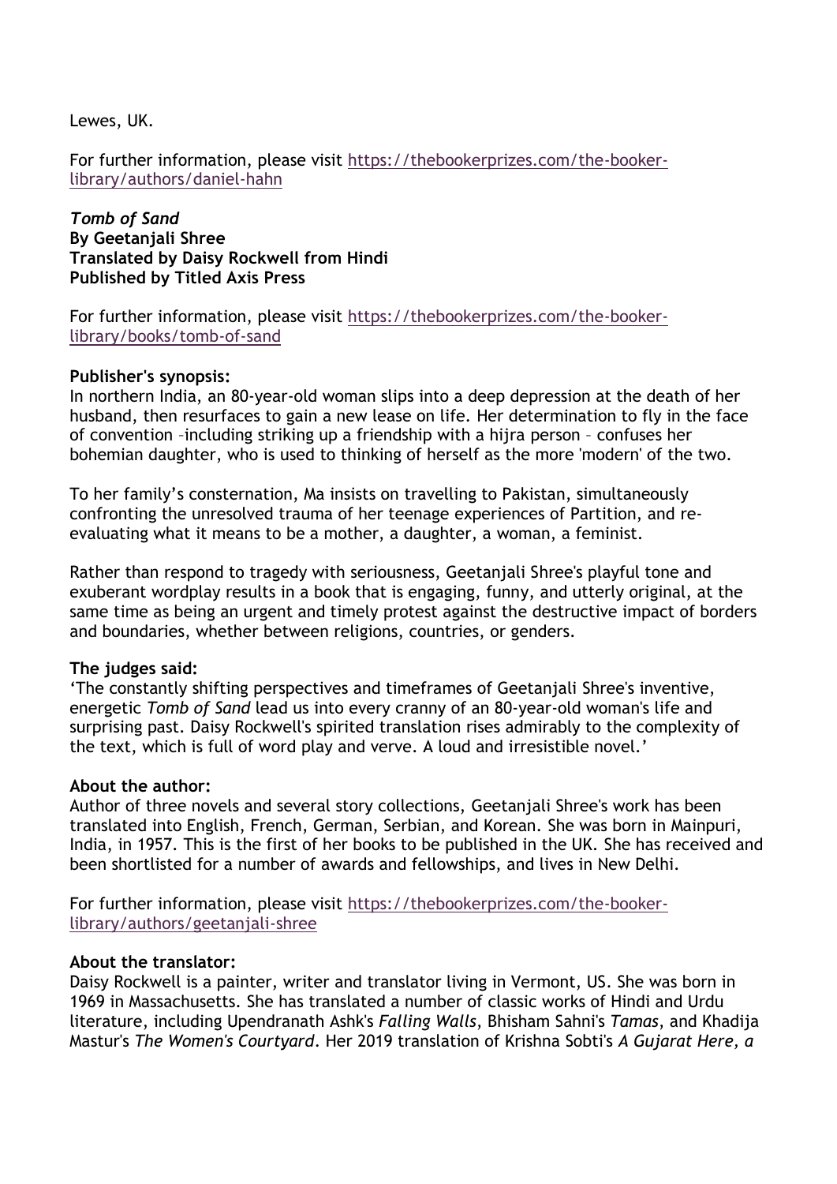Lewes, UK.

For further information, please visit https://thebookerprizes.com/the-booker-library/authors/daniel-hahn

***Tomb of Sand***
**By Geetanjali Shree**
**Translated by Daisy Rockwell from Hindi**
**Published by Titled Axis Press**

For further information, please visit https://thebookerprizes.com/the-booker-library/books/tomb-of-sand

**Publisher's synopsis:**
In northern India, an 80-year-old woman slips into a deep depression at the death of her husband, then resurfaces to gain a new lease on life. Her determination to fly in the face of convention –including striking up a friendship with a hijra person – confuses her bohemian daughter, who is used to thinking of herself as the more 'modern' of the two.

To her family's consternation, Ma insists on travelling to Pakistan, simultaneously confronting the unresolved trauma of her teenage experiences of Partition, and re-evaluating what it means to be a mother, a daughter, a woman, a feminist.

Rather than respond to tragedy with seriousness, Geetanjali Shree's playful tone and exuberant wordplay results in a book that is engaging, funny, and utterly original, at the same time as being an urgent and timely protest against the destructive impact of borders and boundaries, whether between religions, countries, or genders.

**The judges said:**
'The constantly shifting perspectives and timeframes of Geetanjali Shree's inventive, energetic *Tomb of Sand* lead us into every cranny of an 80-year-old woman's life and surprising past. Daisy Rockwell's spirited translation rises admirably to the complexity of the text, which is full of word play and verve. A loud and irresistible novel.'

**About the author:**
Author of three novels and several story collections, Geetanjali Shree's work has been translated into English, French, German, Serbian, and Korean. She was born in Mainpuri, India, in 1957. This is the first of her books to be published in the UK. She has received and been shortlisted for a number of awards and fellowships, and lives in New Delhi.

For further information, please visit https://thebookerprizes.com/the-booker-library/authors/geetanjali-shree

**About the translator:**
Daisy Rockwell is a painter, writer and translator living in Vermont, US. She was born in 1969 in Massachusetts. She has translated a number of classic works of Hindi and Urdu literature, including Upendranath Ashk's *Falling Walls*, Bhisham Sahni's *Tamas*, and Khadija Mastur's *The Women's Courtyard*. Her 2019 translation of Krishna Sobti's *A Gujarat Here, a*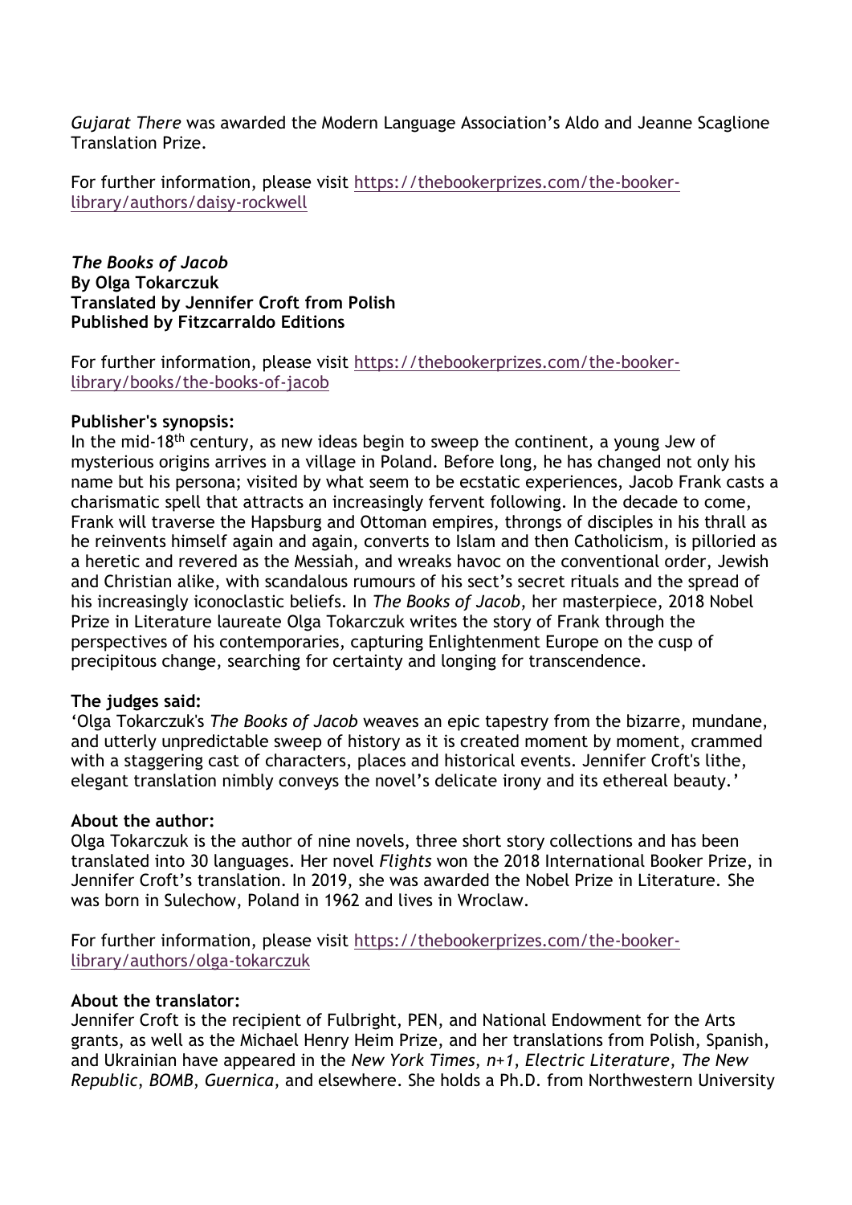*Gujarat There* was awarded the Modern Language Association's Aldo and Jeanne Scaglione Translation Prize.

For further information, please visit https://thebookerprizes.com/the-booker-library/authors/daisy-rockwell

***The Books of Jacob***
**By Olga Tokarczuk**
**Translated by Jennifer Croft from Polish**
**Published by Fitzcarraldo Editions**

For further information, please visit https://thebookerprizes.com/the-booker-library/books/the-books-of-jacob

**Publisher's synopsis:**
In the mid-18th century, as new ideas begin to sweep the continent, a young Jew of mysterious origins arrives in a village in Poland. Before long, he has changed not only his name but his persona; visited by what seem to be ecstatic experiences, Jacob Frank casts a charismatic spell that attracts an increasingly fervent following. In the decade to come, Frank will traverse the Hapsburg and Ottoman empires, throngs of disciples in his thrall as he reinvents himself again and again, converts to Islam and then Catholicism, is pilloried as a heretic and revered as the Messiah, and wreaks havoc on the conventional order, Jewish and Christian alike, with scandalous rumours of his sect's secret rituals and the spread of his increasingly iconoclastic beliefs. In *The Books of Jacob*, her masterpiece, 2018 Nobel Prize in Literature laureate Olga Tokarczuk writes the story of Frank through the perspectives of his contemporaries, capturing Enlightenment Europe on the cusp of precipitous change, searching for certainty and longing for transcendence.

**The judges said:**
'Olga Tokarczuk's *The Books of Jacob* weaves an epic tapestry from the bizarre, mundane, and utterly unpredictable sweep of history as it is created moment by moment, crammed with a staggering cast of characters, places and historical events. Jennifer Croft's lithe, elegant translation nimbly conveys the novel's delicate irony and its ethereal beauty.'

**About the author:**
Olga Tokarczuk is the author of nine novels, three short story collections and has been translated into 30 languages. Her novel *Flights* won the 2018 International Booker Prize, in Jennifer Croft's translation. In 2019, she was awarded the Nobel Prize in Literature. She was born in Sulechow, Poland in 1962 and lives in Wroclaw.

For further information, please visit https://thebookerprizes.com/the-booker-library/authors/olga-tokarczuk

**About the translator:**
Jennifer Croft is the recipient of Fulbright, PEN, and National Endowment for the Arts grants, as well as the Michael Henry Heim Prize, and her translations from Polish, Spanish, and Ukrainian have appeared in the *New York Times*, *n+1*, *Electric Literature*, *The New Republic*, *BOMB*, *Guernica*, and elsewhere. She holds a Ph.D. from Northwestern University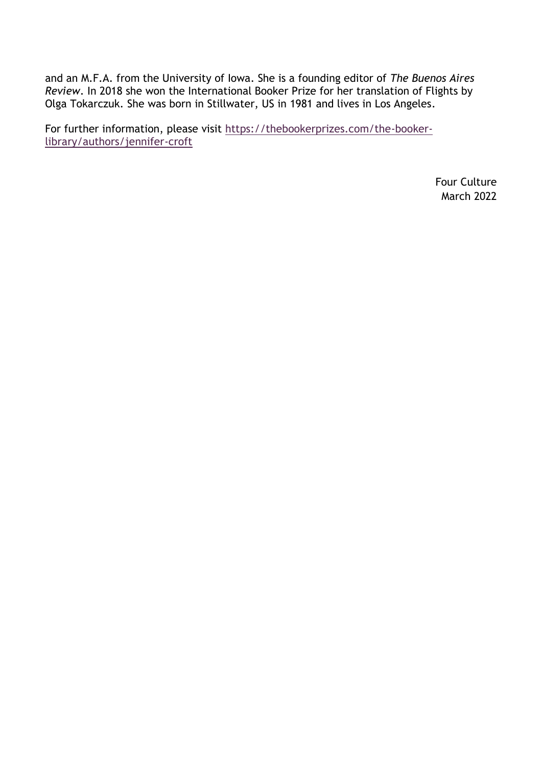and an M.F.A. from the University of Iowa. She is a founding editor of *The Buenos Aires Review*. In 2018 she won the International Booker Prize for her translation of Flights by Olga Tokarczuk. She was born in Stillwater, US in 1981 and lives in Los Angeles.

For further information, please visit [https://thebookerprizes.com/the-booker-library/authors/jennifer-croft](https://thebookerprizes.com/the-booker-library/authors/jennifer-croft)

Four Culture
March 2022